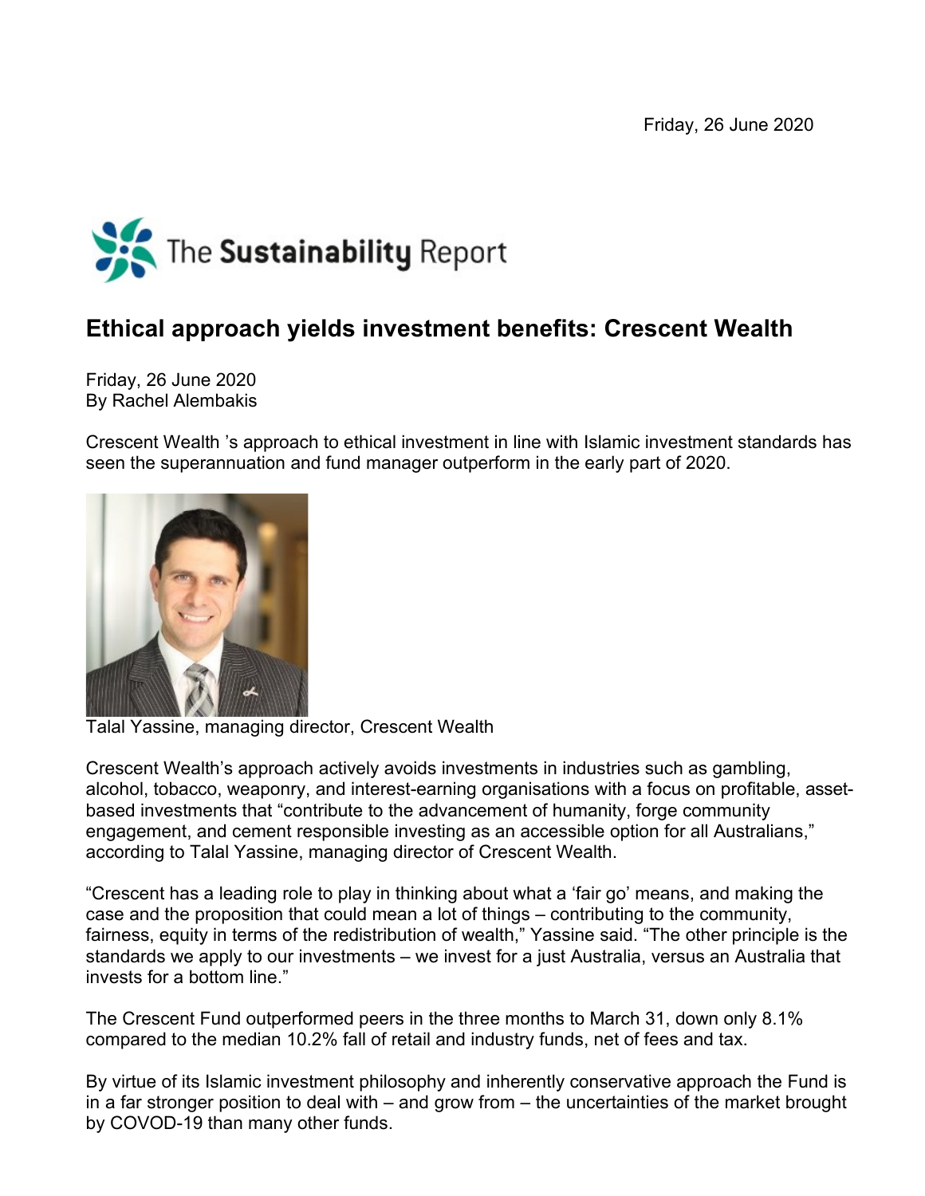Friday, 26 June 2020

The Sustainability Report

# Ethical approach yields investment benefits: Crescent Wealth

Friday, 26 June 2020
By Rachel Alembakis

Crescent Wealth 's approach to ethical investment in line with Islamic investment standards has seen the superannuation and fund manager outperform in the early part of 2020.

Talal Yassine, managing director, Crescent Wealth

Crescent Wealth's approach actively avoids investments in industries such as gambling, alcohol, tobacco, weaponry, and interest-earning organisations with a focus on profitable, asset-based investments that "contribute to the advancement of humanity, forge community engagement, and cement responsible investing as an accessible option for all Australians," according to Talal Yassine, managing director of Crescent Wealth.

"Crescent has a leading role to play in thinking about what a 'fair go' means, and making the case and the proposition that could mean a lot of things – contributing to the community, fairness, equity in terms of the redistribution of wealth," Yassine said. "The other principle is the standards we apply to our investments – we invest for a just Australia, versus an Australia that invests for a bottom line."

The Crescent Fund outperformed peers in the three months to March 31, down only 8.1% compared to the median 10.2% fall of retail and industry funds, net of fees and tax.

By virtue of its Islamic investment philosophy and inherently conservative approach the Fund is in a far stronger position to deal with – and grow from – the uncertainties of the market brought by COVOD-19 than many other funds.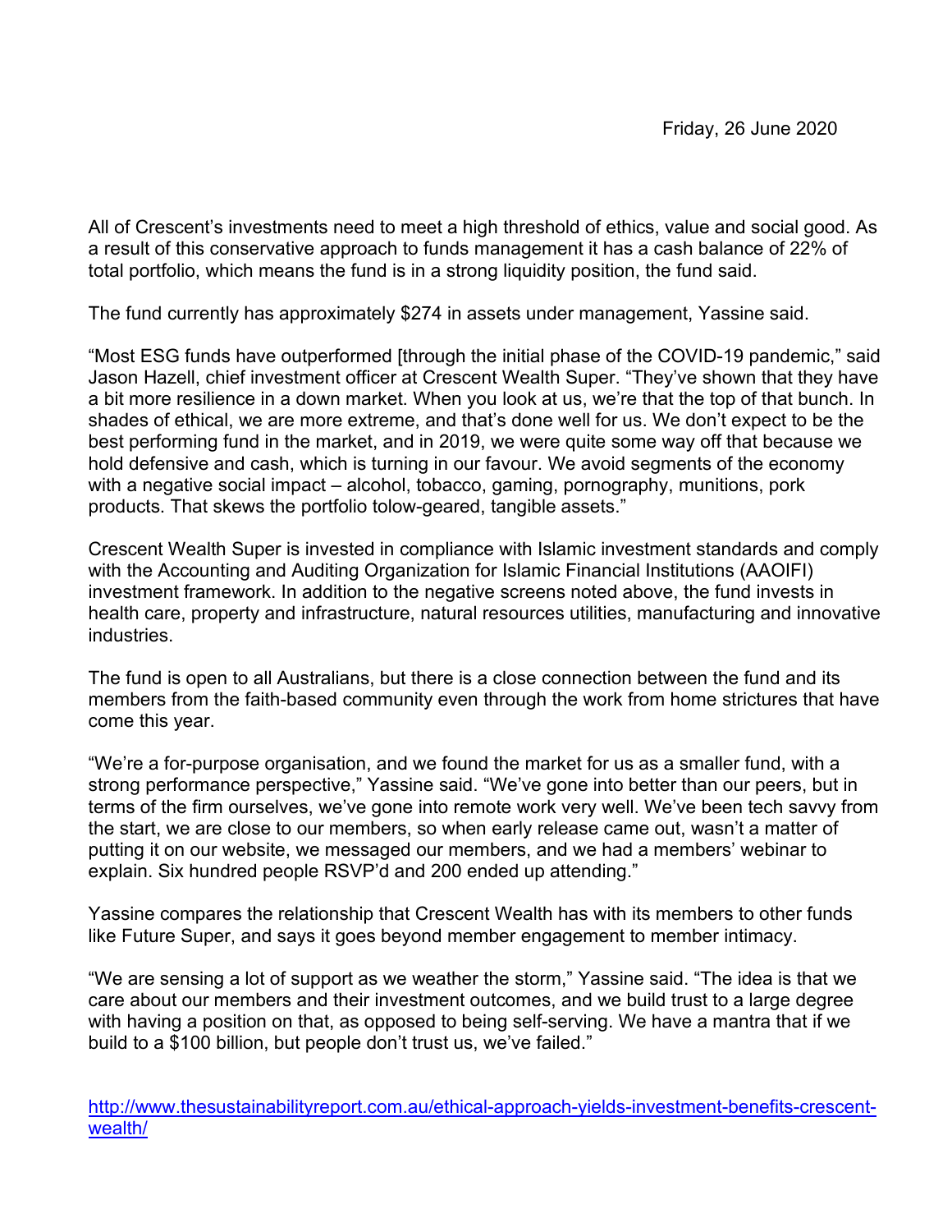Friday, 26 June 2020

All of Crescent's investments need to meet a high threshold of ethics, value and social good. As a result of this conservative approach to funds management it has a cash balance of 22% of total portfolio, which means the fund is in a strong liquidity position, the fund said.

The fund currently has approximately $274 in assets under management, Yassine said.

"Most ESG funds have outperformed [through the initial phase of the COVID-19 pandemic," said Jason Hazell, chief investment officer at Crescent Wealth Super. "They've shown that they have a bit more resilience in a down market. When you look at us, we're that the top of that bunch. In shades of ethical, we are more extreme, and that's done well for us. We don't expect to be the best performing fund in the market, and in 2019, we were quite some way off that because we hold defensive and cash, which is turning in our favour. We avoid segments of the economy with a negative social impact – alcohol, tobacco, gaming, pornography, munitions, pork products. That skews the portfolio tolow-geared, tangible assets."

Crescent Wealth Super is invested in compliance with Islamic investment standards and comply with the Accounting and Auditing Organization for Islamic Financial Institutions (AAOIFI) investment framework. In addition to the negative screens noted above, the fund invests in health care, property and infrastructure, natural resources utilities, manufacturing and innovative industries.

The fund is open to all Australians, but there is a close connection between the fund and its members from the faith-based community even through the work from home strictures that have come this year.

"We're a for-purpose organisation, and we found the market for us as a smaller fund, with a strong performance perspective," Yassine said. "We've gone into better than our peers, but in terms of the firm ourselves, we've gone into remote work very well. We've been tech savvy from the start, we are close to our members, so when early release came out, wasn't a matter of putting it on our website, we messaged our members, and we had a members' webinar to explain. Six hundred people RSVP'd and 200 ended up attending."

Yassine compares the relationship that Crescent Wealth has with its members to other funds like Future Super, and says it goes beyond member engagement to member intimacy.

"We are sensing a lot of support as we weather the storm," Yassine said. "The idea is that we care about our members and their investment outcomes, and we build trust to a large degree with having a position on that, as opposed to being self-serving. We have a mantra that if we build to a $100 billion, but people don't trust us, we've failed."

[http://www.thesustainabilityreport.com.au/ethical-approach-yields-investment-benefits-crescent-wealth/](http://www.thesustainabilityreport.com.au/ethical-approach-yields-investment-benefits-crescent-wealth/)